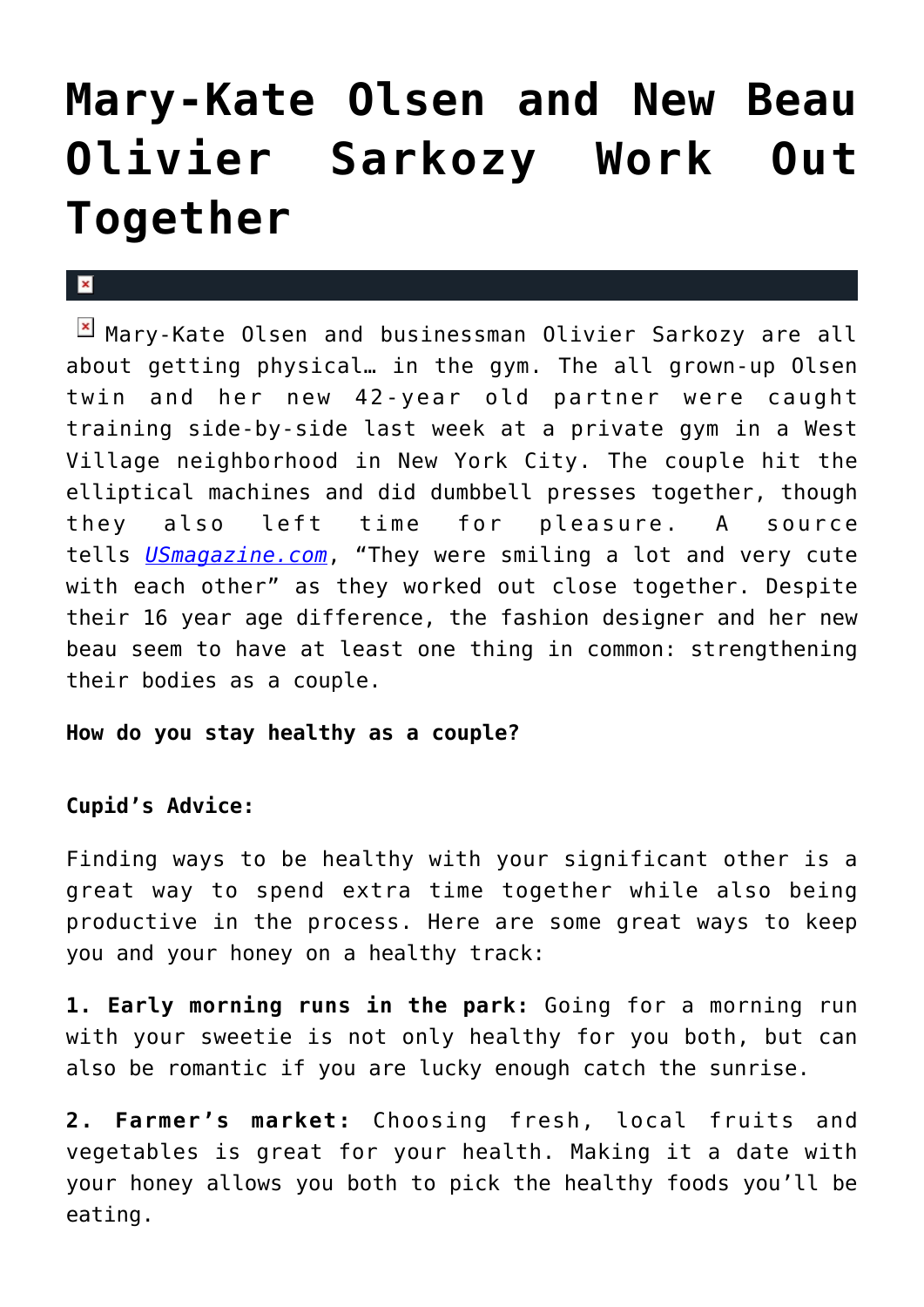# Mary-Kate Olsen and New Beau Olivier Sarkozy Work Out Together

Mary-Kate Olsen and businessman Olivier Sarkozy are all about getting physical… in the gym. The all grown-up Olsen twin and her new 42-year old partner were caught training side-by-side last week at a private gym in a West Village neighborhood in New York City. The couple hit the elliptical machines and did dumbbell presses together, though they also left time for pleasure. A source tells *USmagazine.com*, "They were smiling a lot and very cute with each other" as they worked out close together. Despite their 16 year age difference, the fashion designer and her new beau seem to have at least one thing in common: strengthening their bodies as a couple.

**How do you stay healthy as a couple?**

**Cupid's Advice:**

Finding ways to be healthy with your significant other is a great way to spend extra time together while also being productive in the process. Here are some great ways to keep you and your honey on a healthy track:

**1. Early morning runs in the park:** Going for a morning run with your sweetie is not only healthy for you both, but can also be romantic if you are lucky enough catch the sunrise.

**2. Farmer's market:** Choosing fresh, local fruits and vegetables is great for your health. Making it a date with your honey allows you both to pick the healthy foods you'll be eating.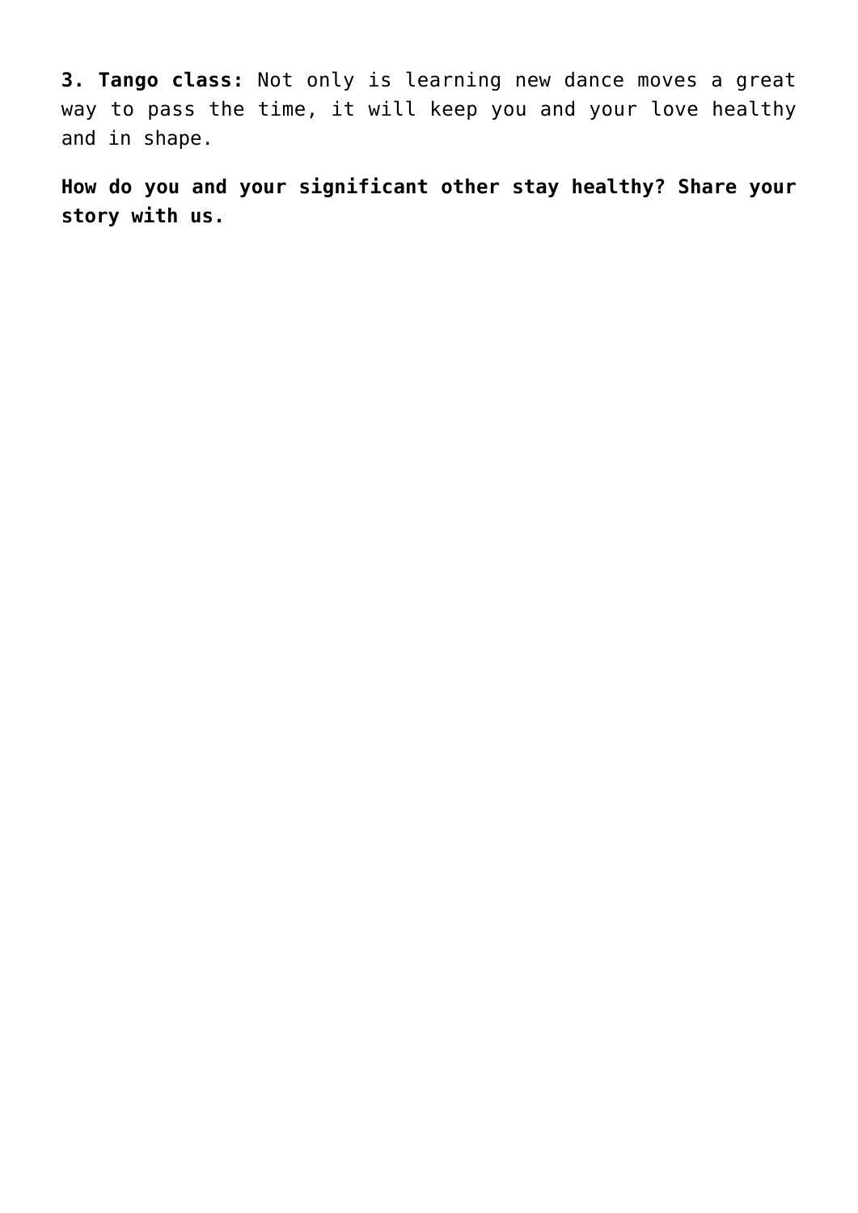**3. Tango class:** Not only is learning new dance moves a great way to pass the time, it will keep you and your love healthy and in shape.

**How do you and your significant other stay healthy? Share your story with us.**